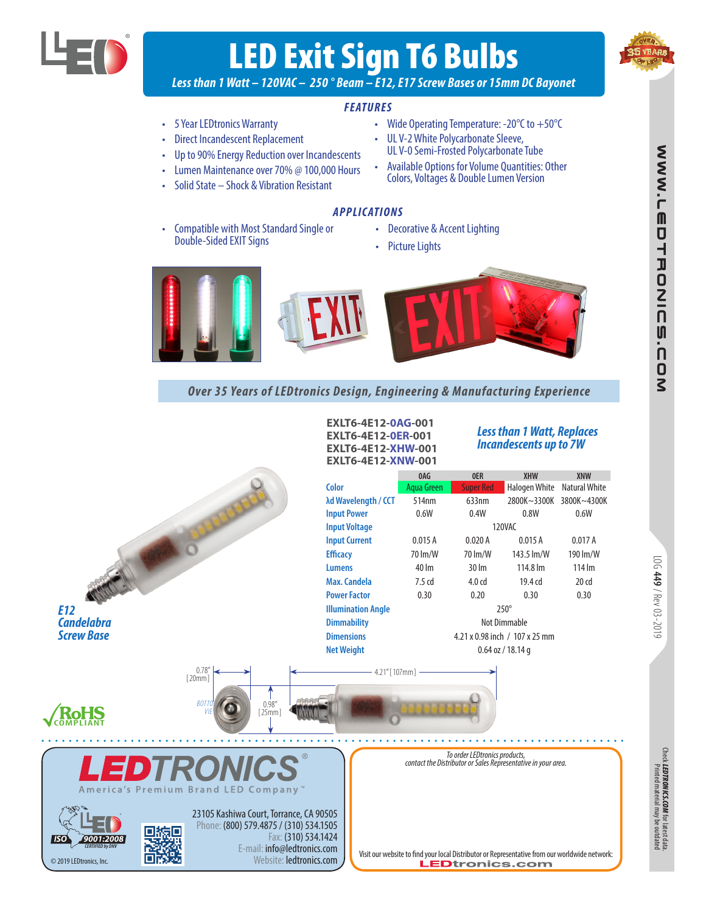# LED Exit Sign T6 Bulbs

*Less than 1 Watt – 120VAC – 250 ° Beam – E12, E17 Screw Bases or 15mm DC Bayonet*

## FEATURES

- 5 Year LEDtronics Warranty
- Direct Incandescent Replacement
- Up to 90% Energy Reduction over Incandescents
- Lumen Maintenance over 70% @ 100,000 Hours
- Solid State – Shock & Vibration Resistant
- Wide Operating Temperature: -20°C to +50°C
- UL V-2 White Polycarbonate Sleeve, UL V-0 Semi-Frosted Polycarbonate Tube
- Available Options for Volume Quantities: Other Colors, Voltages & Double Lumen Version

## APPLICATIONS

- Compatible with Most Standard Single or Double-Sided EXIT Signs
- Decorative & Accent Lighting
- Picture Lights

*Over 35 Years of LEDtronics Design, Engineering & Manufacturing Experience*

**EXLT6-4E12-0AG-001**
**EXLT6-4E12-0ER-001**
**EXLT6-4E12-XHW-001**
**EXLT6-4E12-XNW-001**

*Less than 1 Watt, Replaces Incandescents up to 7W*

| | 0AG | 0ER | XHW | XNW |
|---|---|---|---|---|
| Color | Aqua Green | Super Red | Halogen White | Natural White |
| λd Wavelength / CCT | 514nm | 633nm | 2800K~3300K | 3800K~4300K |
| Input Power | 0.6W | 0.4W | 0.8W | 0.6W |
| Input Voltage | 120VAC | | | |
| Input Current | 0.015 A | 0.020 A | 0.015 A | 0.017 A |
| Efficacy | 70 lm/W | 70 lm/W | 143.5 lm/W | 190 lm/W |
| Lumens | 40 lm | 30 lm | 114.8 lm | 114 lm |
| Max. Candela | 7.5 cd | 4.0 cd | 19.4 cd | 20 cd |
| Power Factor | 0.30 | 0.20 | 0.30 | 0.30 |
| Illumination Angle | 250° | | | |
| Dimmability | Not Dimmable | | | |
| Dimensions | 4.21 x 0.98 inch / 107 x 25 mm | | | |
| Net Weight | 0.64 oz / 18.14 g | | | |

*E12 Candelabra Screw Base*

0.78" [20mm] — BOTTOM VIEW — 0.98" [25mm] — 4.21" [107mm]

RoHS COMPLIANT

**LEDTRONICS®**
America's Premium Brand LED Company™

ISO 9001:2008 CERTIFIED by DNV

23105 Kashiwa Court, Torrance, CA 90505
Phone: (800) 579.4875 / (310) 534.1505
Fax: (310) 534.1424
E-mail: info@ledtronics.com
Website: ledtronics.com

© 2019 LEDtronics, Inc.

*To order LEDtronics products, contact the Distributor or Sales Representative in your area.*

Visit our website to find your local Distributor or Representative from our worldwide network:
LEDtronics.com

WWW.LEDTRONICS.COM

LOG 449 / Rev 03-2019

Check LEDTRONICS.COM for latest data. Printed material may be outdated.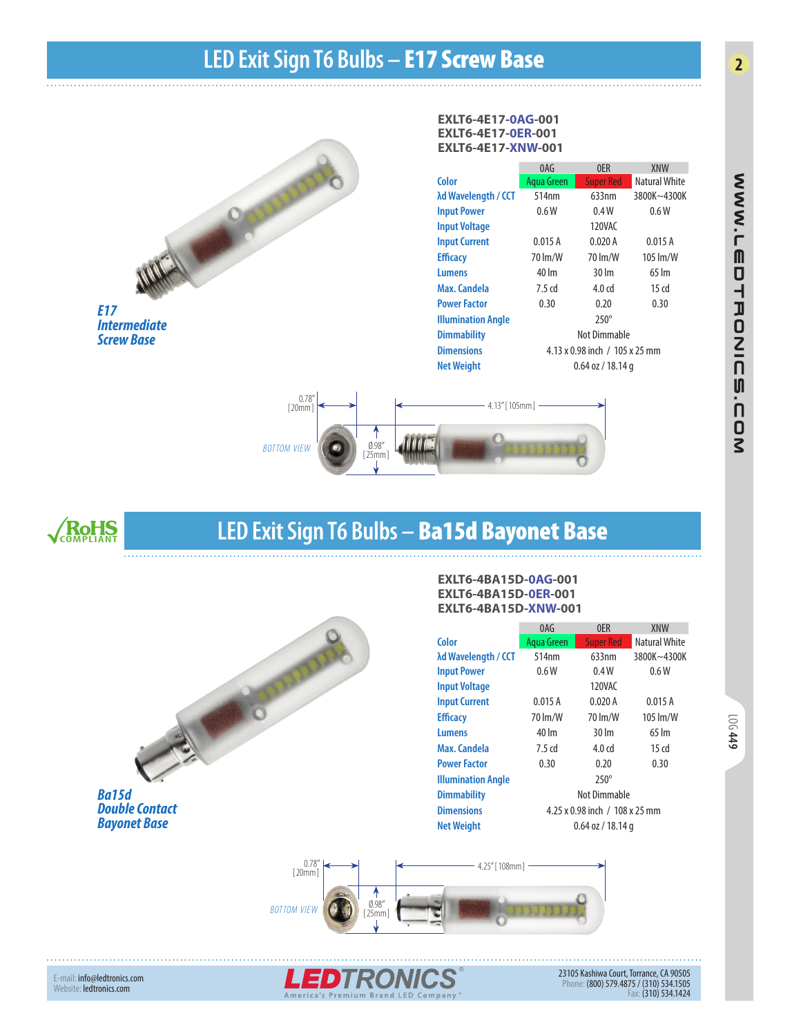# LED Exit Sign T6 Bulbs – E17 Screw Base

**EXLT6-4E17-0AG-001**
**EXLT6-4E17-0ER-001**
**EXLT6-4E17-XNW-001**

*E17 Intermediate Screw Base*

| | 0AG | 0ER | XNW |
|---|---|---|---|
| Color | Aqua Green | Super Red | Natural White |
| λd Wavelength / CCT | 514nm | 633nm | 3800K~4300K |
| Input Power | 0.6 W | 0.4 W | 0.6 W |
| Input Voltage | | 120VAC | |
| Input Current | 0.015 A | 0.020 A | 0.015 A |
| Efficacy | 70 lm/W | 70 lm/W | 105 lm/W |
| Lumens | 40 lm | 30 lm | 65 lm |
| Max. Candela | 7.5 cd | 4.0 cd | 15 cd |
| Power Factor | 0.30 | 0.20 | 0.30 |
| Illumination Angle | | 250° | |
| Dimmability | | Not Dimmable | |
| Dimensions | | 4.13 x 0.98 inch / 105 x 25 mm | |
| Net Weight | | 0.64 oz / 18.14 g | |

0.78" [20mm]
BOTTOM VIEW
Ø.98" [25mm]
4.13" [105mm]

# LED Exit Sign T6 Bulbs – Ba15d Bayonet Base

RoHS COMPLIANT

**EXLT6-4BA15D-0AG-001**
**EXLT6-4BA15D-0ER-001**
**EXLT6-4BA15D-XNW-001**

*Ba15d Double Contact Bayonet Base*

| | 0AG | 0ER | XNW |
|---|---|---|---|
| Color | Aqua Green | Super Red | Natural White |
| λd Wavelength / CCT | 514nm | 633nm | 3800K~4300K |
| Input Power | 0.6 W | 0.4 W | 0.6 W |
| Input Voltage | | 120VAC | |
| Input Current | 0.015 A | 0.020 A | 0.015 A |
| Efficacy | 70 lm/W | 70 lm/W | 105 lm/W |
| Lumens | 40 lm | 30 lm | 65 lm |
| Max. Candela | 7.5 cd | 4.0 cd | 15 cd |
| Power Factor | 0.30 | 0.20 | 0.30 |
| Illumination Angle | | 250° | |
| Dimmability | | Not Dimmable | |
| Dimensions | | 4.25 x 0.98 inch / 108 x 25 mm | |
| Net Weight | | 0.64 oz / 18.14 g | |

0.78" [20mm]
BOTTOM VIEW
Ø.98" [25mm]
4.25" [108mm]

E-mail: info@ledtronics.com
Website: ledtronics.com

LEDTRONICS® America's Premium Brand LED Company™

23105 Kashiwa Court, Torrance, CA 90505
Phone: (800) 579.4875 / (310) 534.1505
Fax: (310) 534.1424

WWW.LEDTRONICS.COM

LOG 449